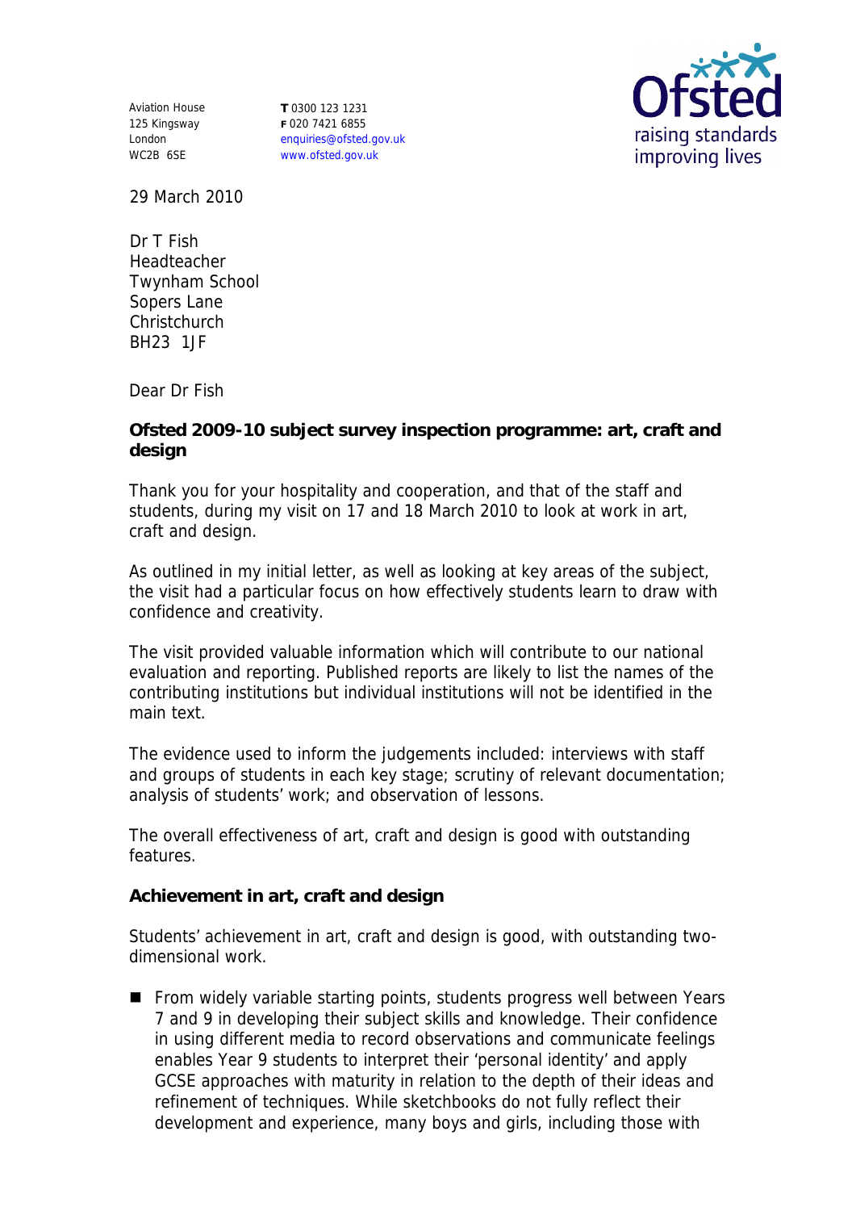Aviation House
125 Kingsway
London
WC2B 6SE

**T** 0300 123 1231
**F** 020 7421 6855
enquiries@ofsted.gov.uk
www.ofsted.gov.uk

29 March 2010

Dr T Fish
Headteacher
Twynham School
Sopers Lane
Christchurch
BH23 1JF

Dear Dr Fish

**Ofsted 2009-10 subject survey inspection programme: art, craft and design**

Thank you for your hospitality and cooperation, and that of the staff and students, during my visit on 17 and 18 March 2010 to look at work in art, craft and design.

As outlined in my initial letter, as well as looking at key areas of the subject, the visit had a particular focus on how effectively students learn to draw with confidence and creativity.

The visit provided valuable information which will contribute to our national evaluation and reporting. Published reports are likely to list the names of the contributing institutions but individual institutions will not be identified in the main text.

The evidence used to inform the judgements included: interviews with staff and groups of students in each key stage; scrutiny of relevant documentation; analysis of students' work; and observation of lessons.

The overall effectiveness of art, craft and design is good with outstanding features.

**Achievement in art, craft and design**

Students' achievement in art, craft and design is good, with outstanding two-dimensional work.

- From widely variable starting points, students progress well between Years 7 and 9 in developing their subject skills and knowledge. Their confidence in using different media to record observations and communicate feelings enables Year 9 students to interpret their 'personal identity' and apply GCSE approaches with maturity in relation to the depth of their ideas and refinement of techniques. While sketchbooks do not fully reflect their development and experience, many boys and girls, including those with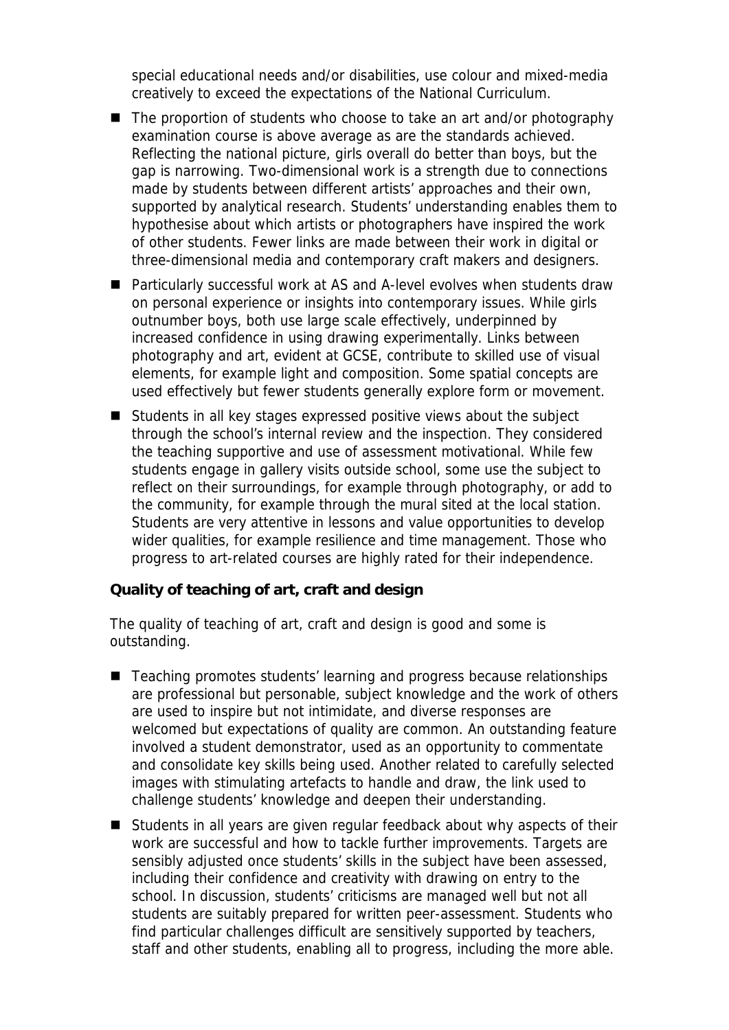special educational needs and/or disabilities, use colour and mixed-media creatively to exceed the expectations of the National Curriculum.

- The proportion of students who choose to take an art and/or photography examination course is above average as are the standards achieved. Reflecting the national picture, girls overall do better than boys, but the gap is narrowing. Two-dimensional work is a strength due to connections made by students between different artists' approaches and their own, supported by analytical research. Students' understanding enables them to hypothesise about which artists or photographers have inspired the work of other students. Fewer links are made between their work in digital or three-dimensional media and contemporary craft makers and designers.
- Particularly successful work at AS and A-level evolves when students draw on personal experience or insights into contemporary issues. While girls outnumber boys, both use large scale effectively, underpinned by increased confidence in using drawing experimentally. Links between photography and art, evident at GCSE, contribute to skilled use of visual elements, for example light and composition. Some spatial concepts are used effectively but fewer students generally explore form or movement.
- Students in all key stages expressed positive views about the subject through the school's internal review and the inspection. They considered the teaching supportive and use of assessment motivational. While few students engage in gallery visits outside school, some use the subject to reflect on their surroundings, for example through photography, or add to the community, for example through the mural sited at the local station. Students are very attentive in lessons and value opportunities to develop wider qualities, for example resilience and time management. Those who progress to art-related courses are highly rated for their independence.

**Quality of teaching of art, craft and design**

The quality of teaching of art, craft and design is good and some is outstanding.

- Teaching promotes students' learning and progress because relationships are professional but personable, subject knowledge and the work of others are used to inspire but not intimidate, and diverse responses are welcomed but expectations of quality are common. An outstanding feature involved a student demonstrator, used as an opportunity to commentate and consolidate key skills being used. Another related to carefully selected images with stimulating artefacts to handle and draw, the link used to challenge students' knowledge and deepen their understanding.
- Students in all years are given regular feedback about why aspects of their work are successful and how to tackle further improvements. Targets are sensibly adjusted once students' skills in the subject have been assessed, including their confidence and creativity with drawing on entry to the school. In discussion, students' criticisms are managed well but not all students are suitably prepared for written peer-assessment. Students who find particular challenges difficult are sensitively supported by teachers, staff and other students, enabling all to progress, including the more able.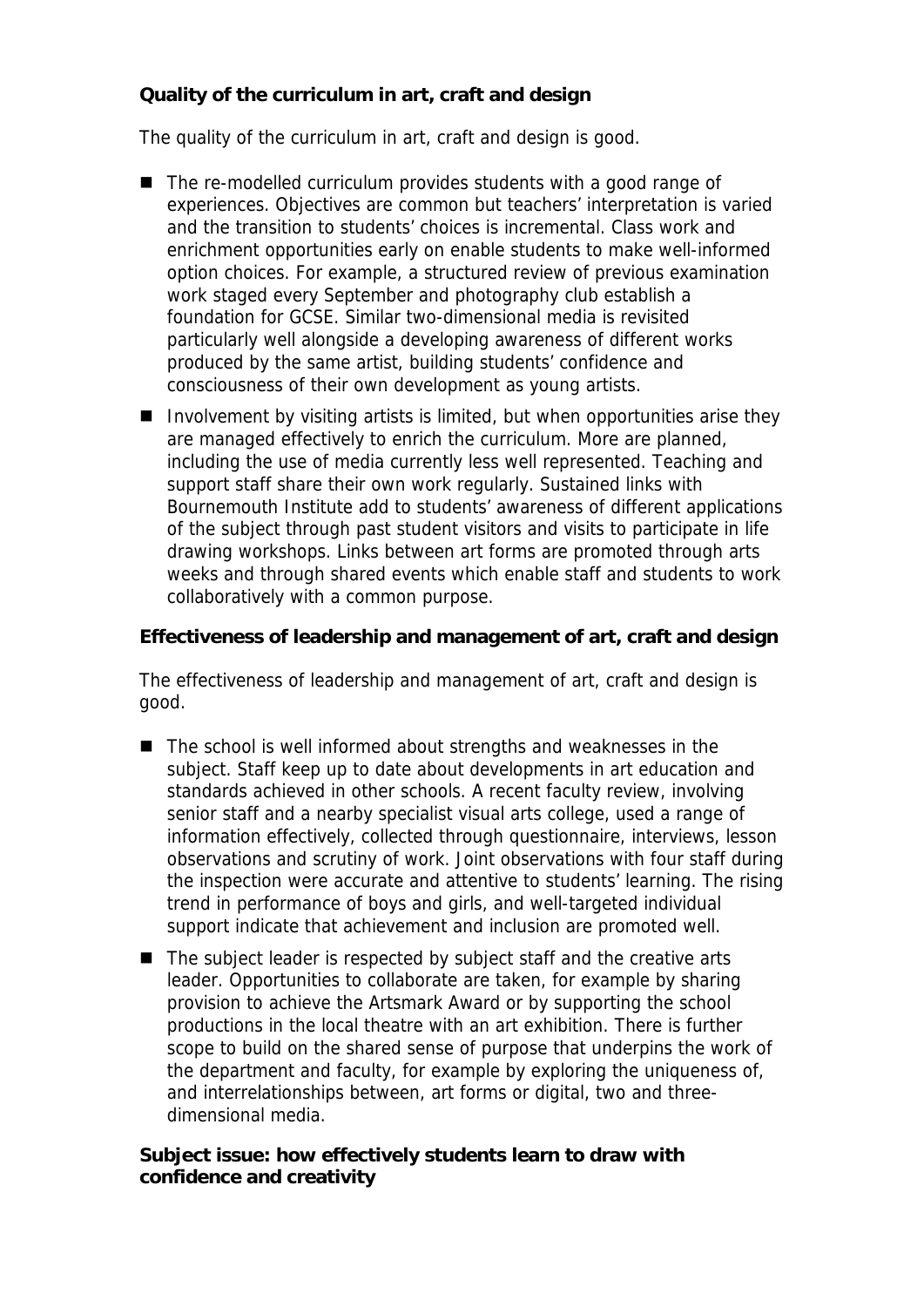**Quality of the curriculum in art, craft and design**

The quality of the curriculum in art, craft and design is good.

- The re-modelled curriculum provides students with a good range of experiences. Objectives are common but teachers' interpretation is varied and the transition to students' choices is incremental. Class work and enrichment opportunities early on enable students to make well-informed option choices. For example, a structured review of previous examination work staged every September and photography club establish a foundation for GCSE. Similar two-dimensional media is revisited particularly well alongside a developing awareness of different works produced by the same artist, building students' confidence and consciousness of their own development as young artists.
- Involvement by visiting artists is limited, but when opportunities arise they are managed effectively to enrich the curriculum. More are planned, including the use of media currently less well represented. Teaching and support staff share their own work regularly. Sustained links with Bournemouth Institute add to students' awareness of different applications of the subject through past student visitors and visits to participate in life drawing workshops. Links between art forms are promoted through arts weeks and through shared events which enable staff and students to work collaboratively with a common purpose.

**Effectiveness of leadership and management of art, craft and design**

The effectiveness of leadership and management of art, craft and design is good.

- The school is well informed about strengths and weaknesses in the subject. Staff keep up to date about developments in art education and standards achieved in other schools. A recent faculty review, involving senior staff and a nearby specialist visual arts college, used a range of information effectively, collected through questionnaire, interviews, lesson observations and scrutiny of work. Joint observations with four staff during the inspection were accurate and attentive to students' learning. The rising trend in performance of boys and girls, and well-targeted individual support indicate that achievement and inclusion are promoted well.
- The subject leader is respected by subject staff and the creative arts leader. Opportunities to collaborate are taken, for example by sharing provision to achieve the Artsmark Award or by supporting the school productions in the local theatre with an art exhibition. There is further scope to build on the shared sense of purpose that underpins the work of the department and faculty, for example by exploring the uniqueness of, and interrelationships between, art forms or digital, two and three-dimensional media.

**Subject issue: how effectively students learn to draw with confidence and creativity**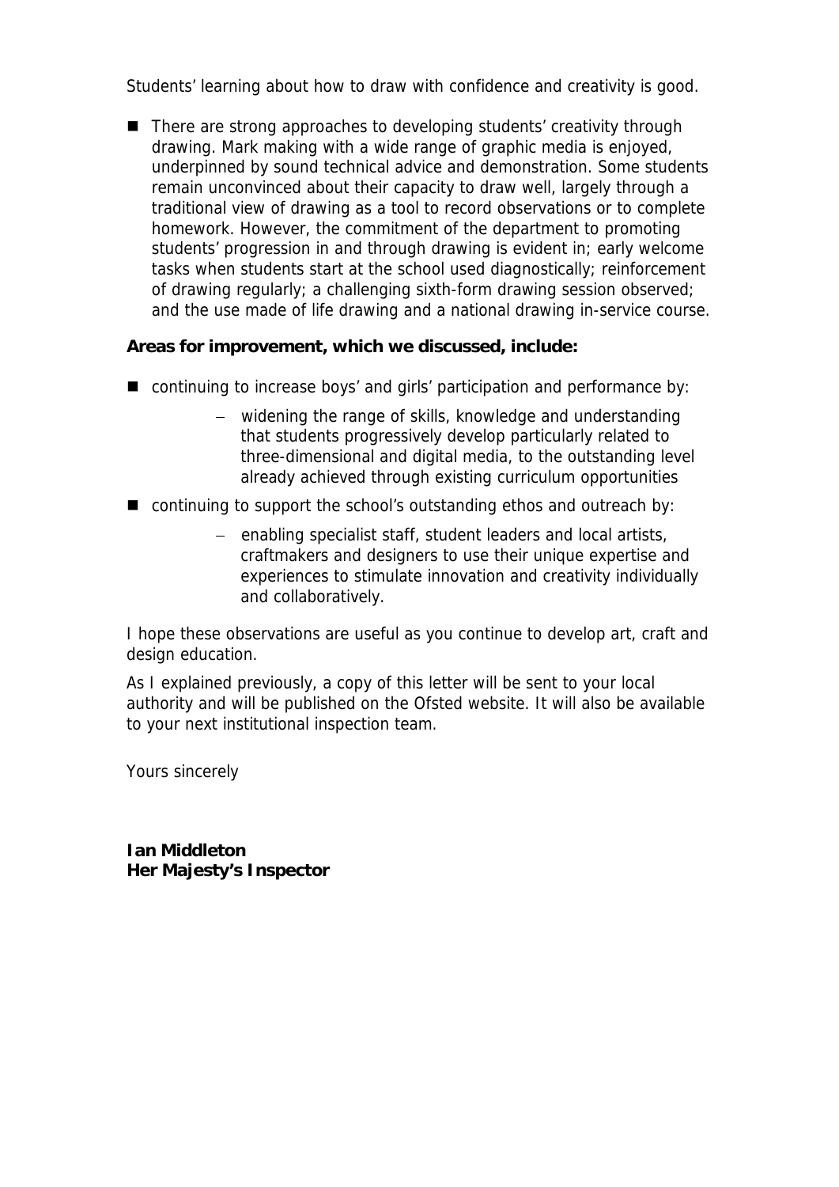Students' learning about how to draw with confidence and creativity is good.

- There are strong approaches to developing students' creativity through drawing. Mark making with a wide range of graphic media is enjoyed, underpinned by sound technical advice and demonstration. Some students remain unconvinced about their capacity to draw well, largely through a traditional view of drawing as a tool to record observations or to complete homework. However, the commitment of the department to promoting students' progression in and through drawing is evident in; early welcome tasks when students start at the school used diagnostically; reinforcement of drawing regularly; a challenging sixth-form drawing session observed; and the use made of life drawing and a national drawing in-service course.

**Areas for improvement, which we discussed, include:**

- continuing to increase boys' and girls' participation and performance by:
  - widening the range of skills, knowledge and understanding that students progressively develop particularly related to three-dimensional and digital media, to the outstanding level already achieved through existing curriculum opportunities
- continuing to support the school's outstanding ethos and outreach by:
  - enabling specialist staff, student leaders and local artists, craftmakers and designers to use their unique expertise and experiences to stimulate innovation and creativity individually and collaboratively.

I hope these observations are useful as you continue to develop art, craft and design education.

As I explained previously, a copy of this letter will be sent to your local authority and will be published on the Ofsted website. It will also be available to your next institutional inspection team.

Yours sincerely

**Ian Middleton**
**Her Majesty's Inspector**